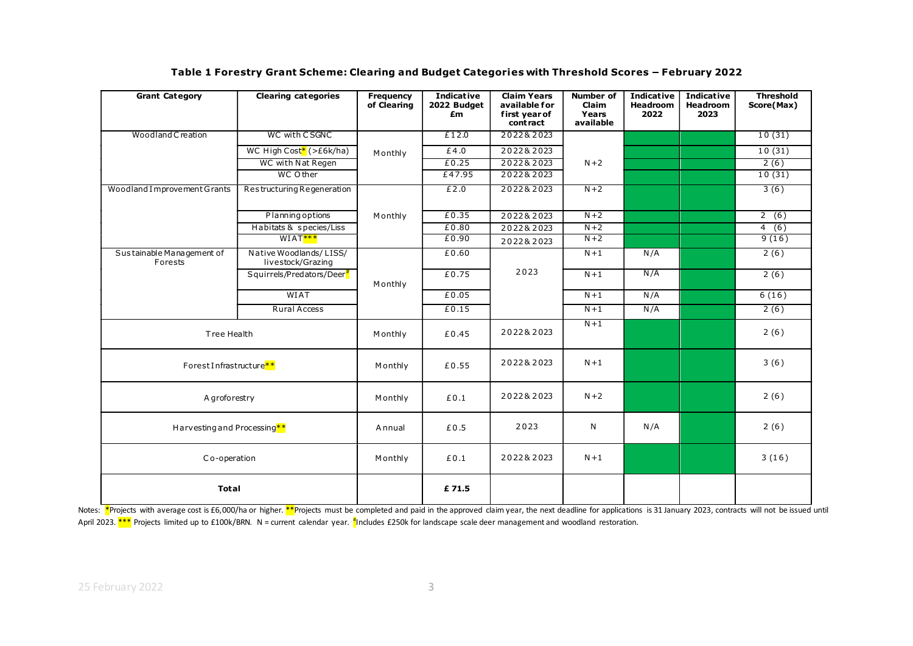**Table 1 Forestry Grant Scheme: Clearing and Budget Categories with Threshold Scores – February 2022**

| Grant Category | Clearing categories | Frequency of Clearing | Indicative 2022 Budget £m | Claim Years available for first year of contract | Number of Claim Years available | Indicative Headroom 2022 | Indicative Headroom 2023 | Threshold Score(Max) |
|---|---|---|---|---|---|---|---|---|
| Woodland Creation | WC with CSGNC | Monthly | £12.0 | 2022 & 2023 | N+2 | | | 10 (31) |
| | WC High Cost* (>£6k/ha) | | £4.0 | 2022 & 2023 | | | | 10 (31) |
| | WC with Nat Regen | | £0.25 | 2022 & 2023 | | | | 2 (6) |
| | WC Other | | £47.95 | 2022 & 2023 | | | | 10 (31) |
| Woodland Improvement Grants | Restructuring Regeneration | Monthly | £2.0 | 2022 & 2023 | N+2 | | | 3 (6) |
| | Planning options | | £0.35 | 2022 & 2023 | N+2 | | | 2 (6) |
| | Habitats & species/Liss | | £0.80 | 2022 & 2023 | N+2 | | | 4 (6) |
| | WIAT*** | | £0.90 | 2022 & 2023 | N+2 | | | 9 (16) |
| Sustainable Management of Forests | Native Woodlands/ LISS/ livestock/Grazing | Monthly | £0.60 | 2023 | N+1 | N/A | | 2 (6) |
| | Squirrels/Predators/Deer# | | £0.75 | | N+1 | N/A | | 2 (6) |
| | WIAT | | £0.05 | | N+1 | N/A | | 6 (16) |
| | Rural Access | | £0.15 | | N+1 | N/A | | 2 (6) |
| Tree Health | | Monthly | £0.45 | 2022 & 2023 | N+1 | | | 2 (6) |
| Forest Infrastructure** | | Monthly | £0.55 | 2022 & 2023 | N+1 | | | 3 (6) |
| Agroforestry | | Monthly | £0.1 | 2022 & 2023 | N+2 | | | 2 (6) |
| Harvesting and Processing** | | Annual | £0.5 | 2023 | N | N/A | | 2 (6) |
| Co-operation | | Monthly | £0.1 | 2022 & 2023 | N+1 | | | 3 (16) |
| **Total** | | | **£71.5** | | | | | |

Notes: *Projects with average cost is £6,000/ha or higher. **Projects must be completed and paid in the approved claim year, the next deadline for applications is 31 January 2023, contracts will not be issued until April 2023. *** Projects limited up to £100k/BRN. N = current calendar year. #Includes £250k for landscape scale deer management and woodland restoration.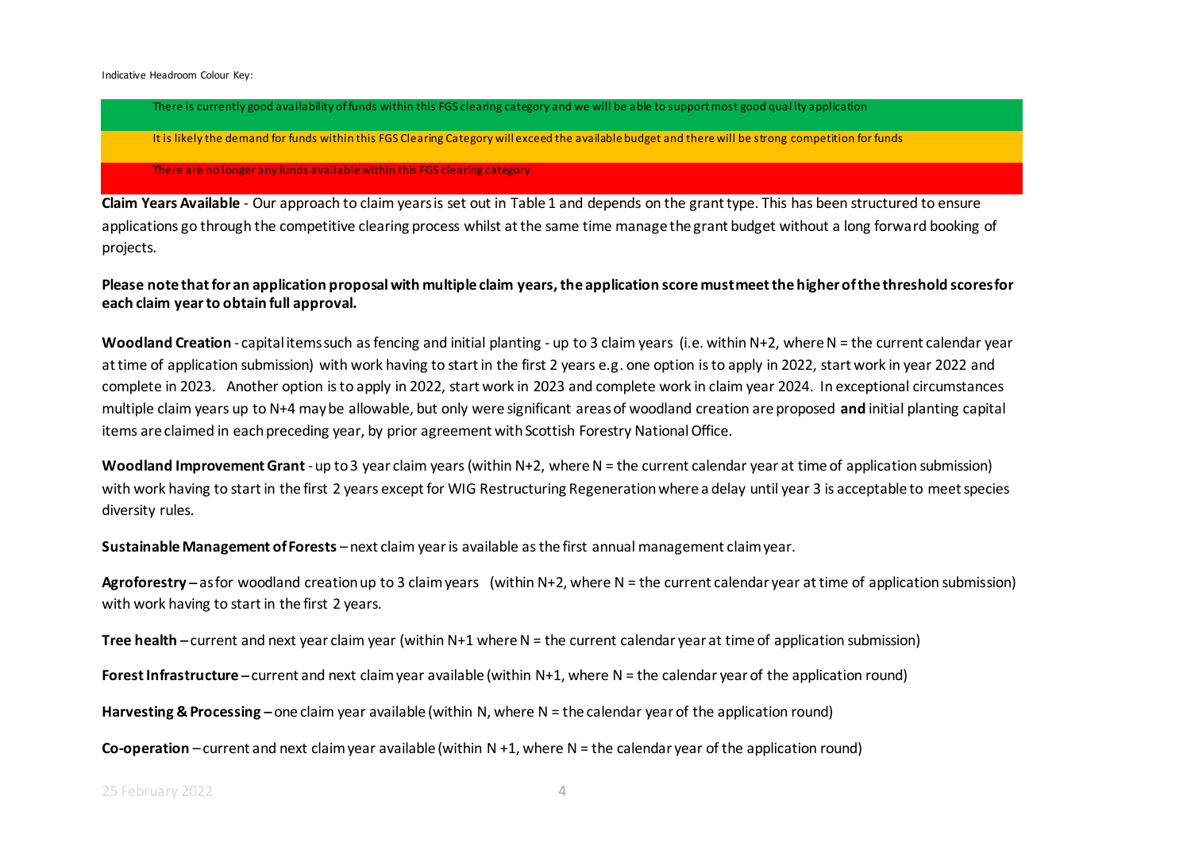Indicative Headroom Colour Key:

| |
|---|
| There is currently good availability of funds within this FGS clearing category and we will be able to support most good quality application |
| It is likely the demand for funds within this FGS Clearing Category will exceed the available budget and there will be strong competition for funds |
| There are no longer any funds available within this FGS clearing category |

**Claim Years Available** - Our approach to claim years is set out in Table 1 and depends on the grant type. This has been structured to ensure applications go through the competitive clearing process whilst at the same time manage the grant budget without a long forward booking of projects.

**Please note that for an application proposal with multiple claim years, the application score must meet the higher of the threshold scores for each claim year to obtain full approval.**

**Woodland Creation** - capital items such as fencing and initial planting - up to 3 claim years (i.e. within N+2, where N = the current calendar year at time of application submission) with work having to start in the first 2 years e.g. one option is to apply in 2022, start work in year 2022 and complete in 2023. Another option is to apply in 2022, start work in 2023 and complete work in claim year 2024. In exceptional circumstances multiple claim years up to N+4 may be allowable, but only were significant areas of woodland creation are proposed **and** initial planting capital items are claimed in each preceding year, by prior agreement with Scottish Forestry National Office.

**Woodland Improvement Grant** - up to 3 year claim years (within N+2, where N = the current calendar year at time of application submission) with work having to start in the first 2 years except for WIG Restructuring Regeneration where a delay until year 3 is acceptable to meet species diversity rules.

**Sustainable Management of Forests** – next claim year is available as the first annual management claim year.

**Agroforestry** – as for woodland creation up to 3 claim years (within N+2, where N = the current calendar year at time of application submission) with work having to start in the first 2 years.

**Tree health** – current and next year claim year (within N+1 where N = the current calendar year at time of application submission)

**Forest Infrastructure** – current and next claim year available (within N+1, where N = the calendar year of the application round)

**Harvesting & Processing** – one claim year available (within N, where N = the calendar year of the application round)

**Co-operation** – current and next claim year available (within N +1, where N = the calendar year of the application round)